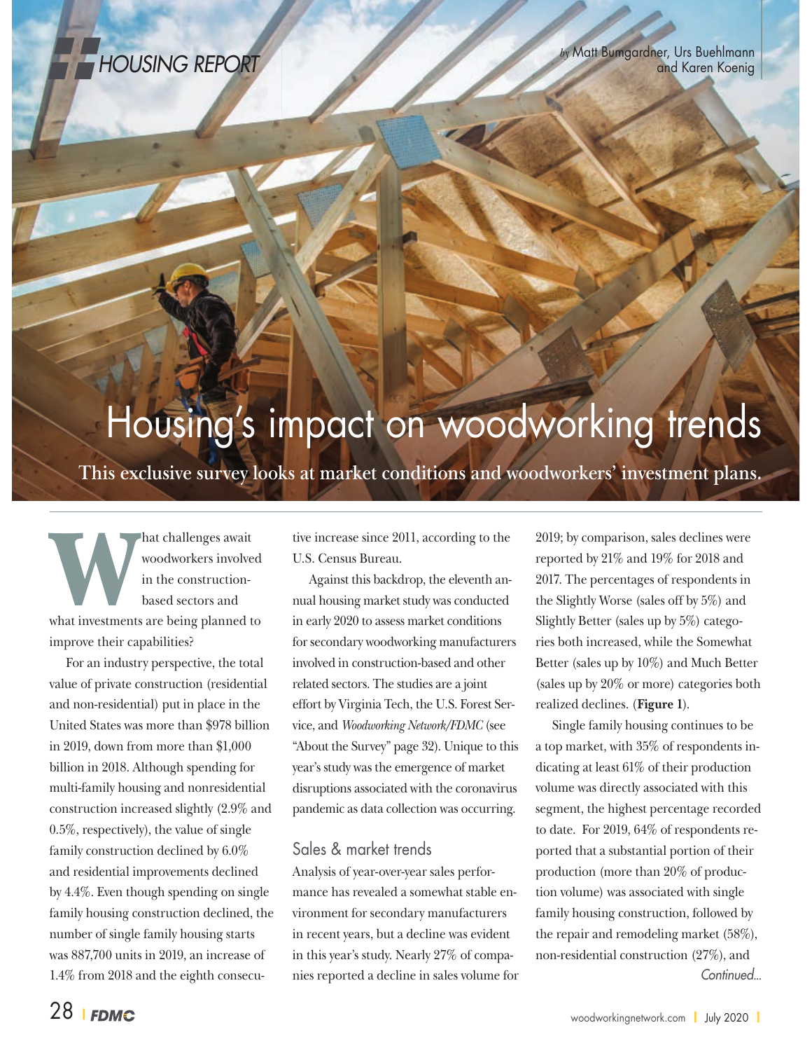HOUSING REPORT

*by* Matt Bumgardner, Urs Buehlmann and Karen Koenig

# Housing's impact on woodworking trends

**This exclusive survey looks at market conditions and woodworkers' investment plans.**

What challenges await woodworkers involved in the construction-based sectors and what investments are being planned to improve their capabilities?

For an industry perspective, the total value of private construction (residential and non-residential) put in place in the United States was more than $978 billion in 2019, down from more than $1,000 billion in 2018. Although spending for multi-family housing and nonresidential construction increased slightly (2.9% and 0.5%, respectively), the value of single family construction declined by 6.0% and residential improvements declined by 4.4%. Even though spending on single family housing construction declined, the number of single family housing starts was 887,700 units in 2019, an increase of 1.4% from 2018 and the eighth consecutive increase since 2011, according to the U.S. Census Bureau.

Against this backdrop, the eleventh annual housing market study was conducted in early 2020 to assess market conditions for secondary woodworking manufacturers involved in construction-based and other related sectors. The studies are a joint effort by Virginia Tech, the U.S. Forest Service, and *Woodworking Network/FDMC* (see "About the Survey" page 32). Unique to this year's study was the emergence of market disruptions associated with the coronavirus pandemic as data collection was occurring.

## Sales & market trends

Analysis of year-over-year sales performance has revealed a somewhat stable environment for secondary manufacturers in recent years, but a decline was evident in this year's study. Nearly 27% of companies reported a decline in sales volume for 2019; by comparison, sales declines were reported by 21% and 19% for 2018 and 2017. The percentages of respondents in the Slightly Worse (sales off by 5%) and Slightly Better (sales up by 5%) categories both increased, while the Somewhat Better (sales up by 10%) and Much Better (sales up by 20% or more) categories both realized declines. (**Figure 1**).

Single family housing continues to be a top market, with 35% of respondents indicating at least 61% of their production volume was directly associated with this segment, the highest percentage recorded to date. For 2019, 64% of respondents reported that a substantial portion of their production (more than 20% of production volume) was associated with single family housing construction, followed by the repair and remodeling market (58%), non-residential construction (27%), and

*Continued...*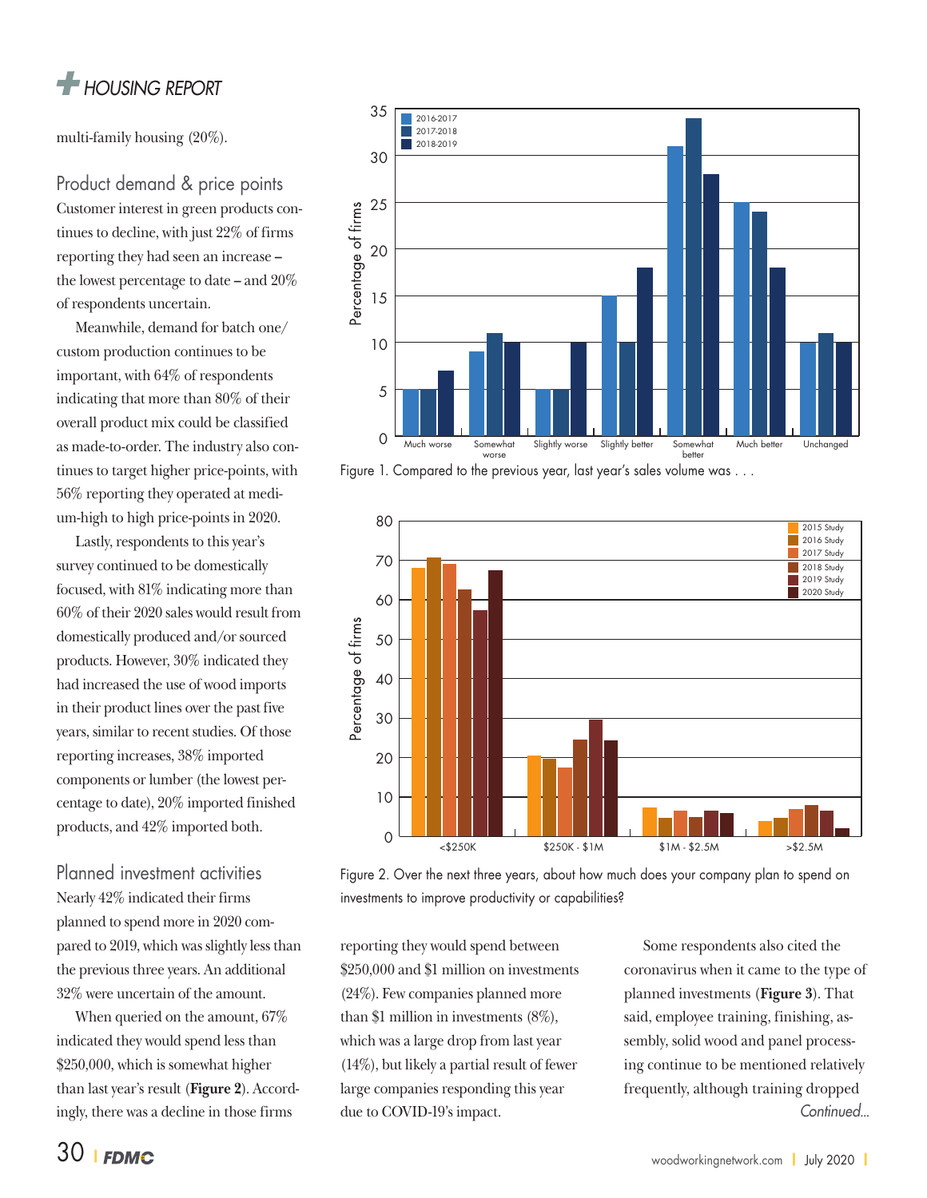multi-family housing (20%).

## Product demand & price points

Customer interest in green products continues to decline, with just 22% of firms reporting they had seen an increase – the lowest percentage to date – and 20% of respondents uncertain.

Meanwhile, demand for batch one/custom production continues to be important, with 64% of respondents indicating that more than 80% of their overall product mix could be classified as made-to-order. The industry also continues to target higher price-points, with 56% reporting they operated at medium-high to high price-points in 2020.

Lastly, respondents to this year's survey continued to be domestically focused, with 81% indicating more than 60% of their 2020 sales would result from domestically produced and/or sourced products. However, 30% indicated they had increased the use of wood imports in their product lines over the past five years, similar to recent studies. Of those reporting increases, 38% imported components or lumber (the lowest percentage to date), 20% imported finished products, and 42% imported both.

## Planned investment activities

Nearly 42% indicated their firms planned to spend more in 2020 compared to 2019, which was slightly less than the previous three years. An additional 32% were uncertain of the amount.

When queried on the amount, 67% indicated they would spend less than $250,000, which is somewhat higher than last year's result (**Figure 2**). Accordingly, there was a decline in those firms reporting they would spend between $250,000 and $1 million on investments (24%). Few companies planned more than $1 million in investments (8%), which was a large drop from last year (14%), but likely a partial result of fewer large companies responding this year due to COVID-19's impact.

Some respondents also cited the coronavirus when it came to the type of planned investments (**Figure 3**). That said, employee training, finishing, assembly, solid wood and panel processing continue to be mentioned relatively frequently, although training dropped

*Continued...*

Figure 1. Compared to the previous year, last year's sales volume was . . .

| Sales volume | 2016-2017 | 2017-2018 | 2018-2019 |
|---|---|---|---|
| Much worse | 5 | 5 | 7 |
| Somewhat worse | 9 | 11 | 10 |
| Slightly worse | 5 | 5 | 10 |
| Slightly better | 15 | 10 | 18 |
| Somewhat better | 31 | 34 | 28 |
| Much better | 25 | 24 | 18 |
| Unchanged | 10 | 11 | 10 |

Figure 2. Over the next three years, about how much does your company plan to spend on investments to improve productivity or capabilities?

| Amount | 2015 Study | 2016 Study | 2017 Study | 2018 Study | 2019 Study | 2020 Study |
|---|---|---|---|---|---|---|
| <$250K | 68 | 70.5 | 69 | 62.5 | 57 | 67 |
| $250K - $1M | 20.5 | 19.5 | 17.5 | 24.5 | 29.5 | 24 |
| $1M - $2.5M | 7 | 4.5 | 6.5 | 5 | 6.5 | 6 |
| >$2.5M | 4 | 5 | 7 | 8 | 6.5 | 2 |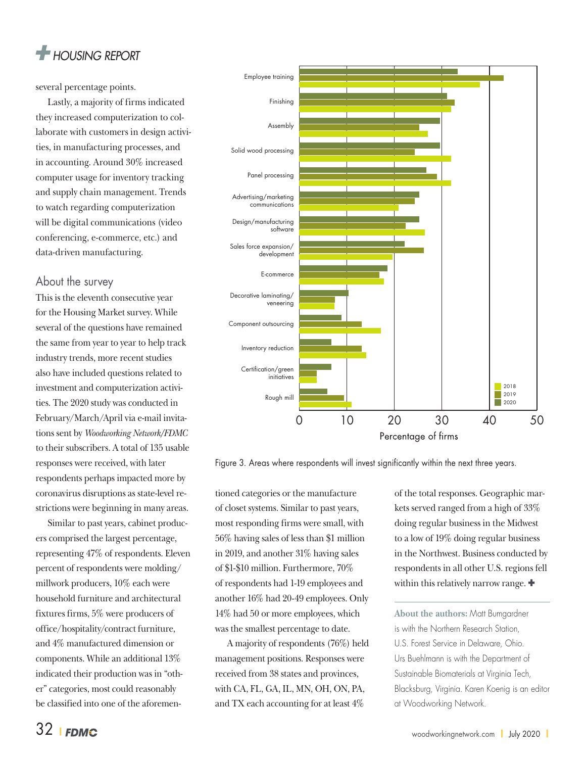several percentage points.

Lastly, a majority of firms indicated they increased computerization to collaborate with customers in design activities, in manufacturing processes, and in accounting. Around 30% increased computer usage for inventory tracking and supply chain management. Trends to watch regarding computerization will be digital communications (video conferencing, e-commerce, etc.) and data-driven manufacturing.

## About the survey

This is the eleventh consecutive year for the Housing Market survey. While several of the questions have remained the same from year to year to help track industry trends, more recent studies also have included questions related to investment and computerization activities. The 2020 study was conducted in February/March/April via e-mail invitations sent by *Woodworking Network/FDMC* to their subscribers. A total of 135 usable responses were received, with later respondents perhaps impacted more by coronavirus disruptions as state-level restrictions were beginning in many areas.

Similar to past years, cabinet producers comprised the largest percentage, representing 47% of respondents. Eleven percent of respondents were molding/millwork producers, 10% each were household furniture and architectural fixtures firms, 5% were producers of office/hospitality/contract furniture, and 4% manufactured dimension or components. While an additional 13% indicated their production was in "other" categories, most could reasonably be classified into one of the aforementioned categories or the manufacture of closet systems. Similar to past years, most responding firms were small, with 56% having sales of less than $1 million in 2019, and another 31% having sales of $1-$10 million. Furthermore, 70% of respondents had 1-19 employees and another 16% had 20-49 employees. Only 14% had 50 or more employees, which was the smallest percentage to date.

A majority of respondents (76%) held management positions. Responses were received from 38 states and provinces, with CA, FL, GA, IL, MN, OH, ON, PA, and TX each accounting for at least 4% of the total responses. Geographic markets served ranged from a high of 33% doing regular business in the Midwest to a low of 19% doing regular business in the Northwest. Business conducted by respondents in all other U.S. regions fell within this relatively narrow range.

Employee training
Finishing
Assembly
Solid wood processing
Panel processing
Advertising/marketing communications
Design/manufacturing software
Sales force expansion/development
E-commerce
Decorative laminating/veneering
Component outsourcing
Inventory reduction
Certification/green initiatives
Rough mill

2018
2019
2020

0 10 20 30 40 50
Percentage of firms

Figure 3. Areas where respondents will invest significantly within the next three years.

**About the authors:** Matt Bumgardner is with the Northern Research Station, U.S. Forest Service in Delaware, Ohio. Urs Buehlmann is with the Department of Sustainable Biomaterials at Virginia Tech, Blacksburg, Virginia. Karen Koenig is an editor at Woodworking Network.